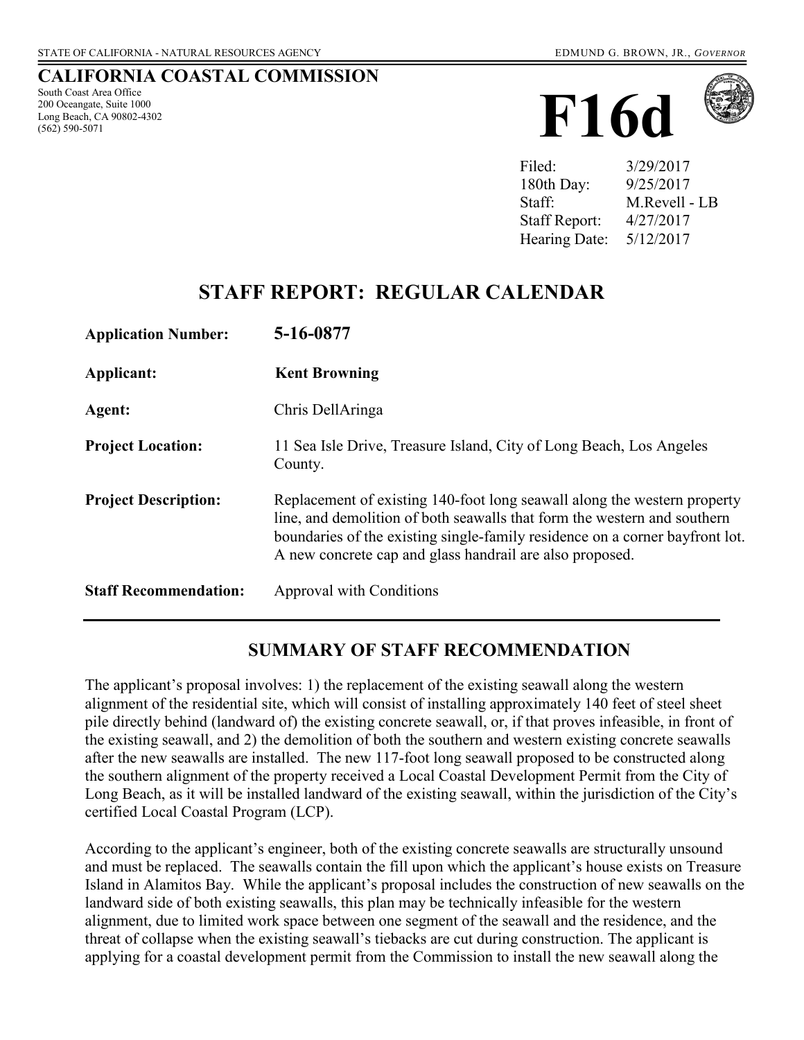STATE OF CALIFORNIA - NATURAL RESOURCES AGENCY

EDMUND G. BROWN, JR., *GOVERNOR*

**CALIFORNIA COASTAL COMMISSION**

South Coast Area Office
200 Oceangate, Suite 1000
Long Beach, CA 90802-4302
(562) 590-5071

# F16d

| | |
|---|---|
| Filed: | 3/29/2017 |
| 180th Day: | 9/25/2017 |
| Staff: | M.Revell - LB |
| Staff Report: | 4/27/2017 |
| Hearing Date: | 5/12/2017 |

## STAFF REPORT: REGULAR CALENDAR

**Application Number:** **5-16-0877**

**Applicant:** **Kent Browning**

**Agent:** Chris DellAringa

**Project Location:** 11 Sea Isle Drive, Treasure Island, City of Long Beach, Los Angeles County.

**Project Description:** Replacement of existing 140-foot long seawall along the western property line, and demolition of both seawalls that form the western and southern boundaries of the existing single-family residence on a corner bayfront lot. A new concrete cap and glass handrail are also proposed.

**Staff Recommendation:** Approval with Conditions

---

## SUMMARY OF STAFF RECOMMENDATION

The applicant's proposal involves: 1) the replacement of the existing seawall along the western alignment of the residential site, which will consist of installing approximately 140 feet of steel sheet pile directly behind (landward of) the existing concrete seawall, or, if that proves infeasible, in front of the existing seawall, and 2) the demolition of both the southern and western existing concrete seawalls after the new seawalls are installed. The new 117-foot long seawall proposed to be constructed along the southern alignment of the property received a Local Coastal Development Permit from the City of Long Beach, as it will be installed landward of the existing seawall, within the jurisdiction of the City's certified Local Coastal Program (LCP).

According to the applicant's engineer, both of the existing concrete seawalls are structurally unsound and must be replaced. The seawalls contain the fill upon which the applicant's house exists on Treasure Island in Alamitos Bay. While the applicant's proposal includes the construction of new seawalls on the landward side of both existing seawalls, this plan may be technically infeasible for the western alignment, due to limited work space between one segment of the seawall and the residence, and the threat of collapse when the existing seawall's tiebacks are cut during construction. The applicant is applying for a coastal development permit from the Commission to install the new seawall along the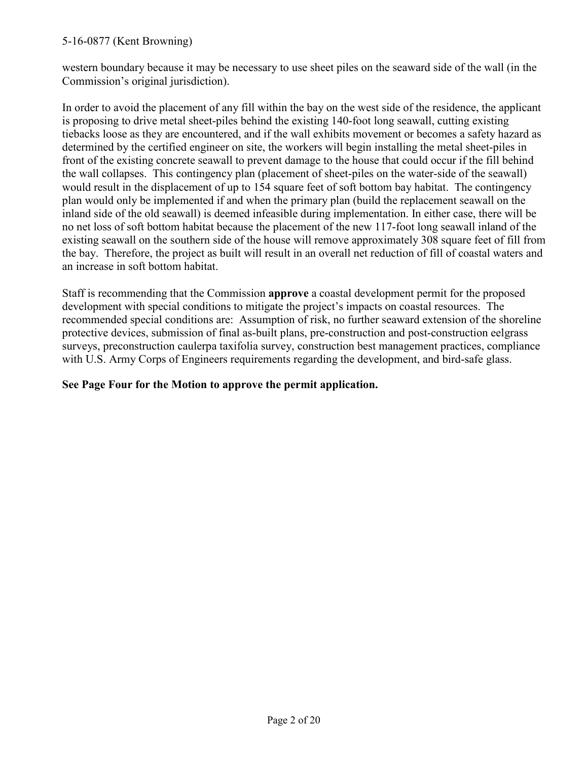western boundary because it may be necessary to use sheet piles on the seaward side of the wall (in the Commission's original jurisdiction).

In order to avoid the placement of any fill within the bay on the west side of the residence, the applicant is proposing to drive metal sheet-piles behind the existing 140-foot long seawall, cutting existing tiebacks loose as they are encountered, and if the wall exhibits movement or becomes a safety hazard as determined by the certified engineer on site, the workers will begin installing the metal sheet-piles in front of the existing concrete seawall to prevent damage to the house that could occur if the fill behind the wall collapses. This contingency plan (placement of sheet-piles on the water-side of the seawall) would result in the displacement of up to 154 square feet of soft bottom bay habitat. The contingency plan would only be implemented if and when the primary plan (build the replacement seawall on the inland side of the old seawall) is deemed infeasible during implementation. In either case, there will be no net loss of soft bottom habitat because the placement of the new 117-foot long seawall inland of the existing seawall on the southern side of the house will remove approximately 308 square feet of fill from the bay. Therefore, the project as built will result in an overall net reduction of fill of coastal waters and an increase in soft bottom habitat.

Staff is recommending that the Commission **approve** a coastal development permit for the proposed development with special conditions to mitigate the project's impacts on coastal resources. The recommended special conditions are: Assumption of risk, no further seaward extension of the shoreline protective devices, submission of final as-built plans, pre-construction and post-construction eelgrass surveys, preconstruction caulerpa taxifolia survey, construction best management practices, compliance with U.S. Army Corps of Engineers requirements regarding the development, and bird-safe glass.

**See Page Four for the Motion to approve the permit application.**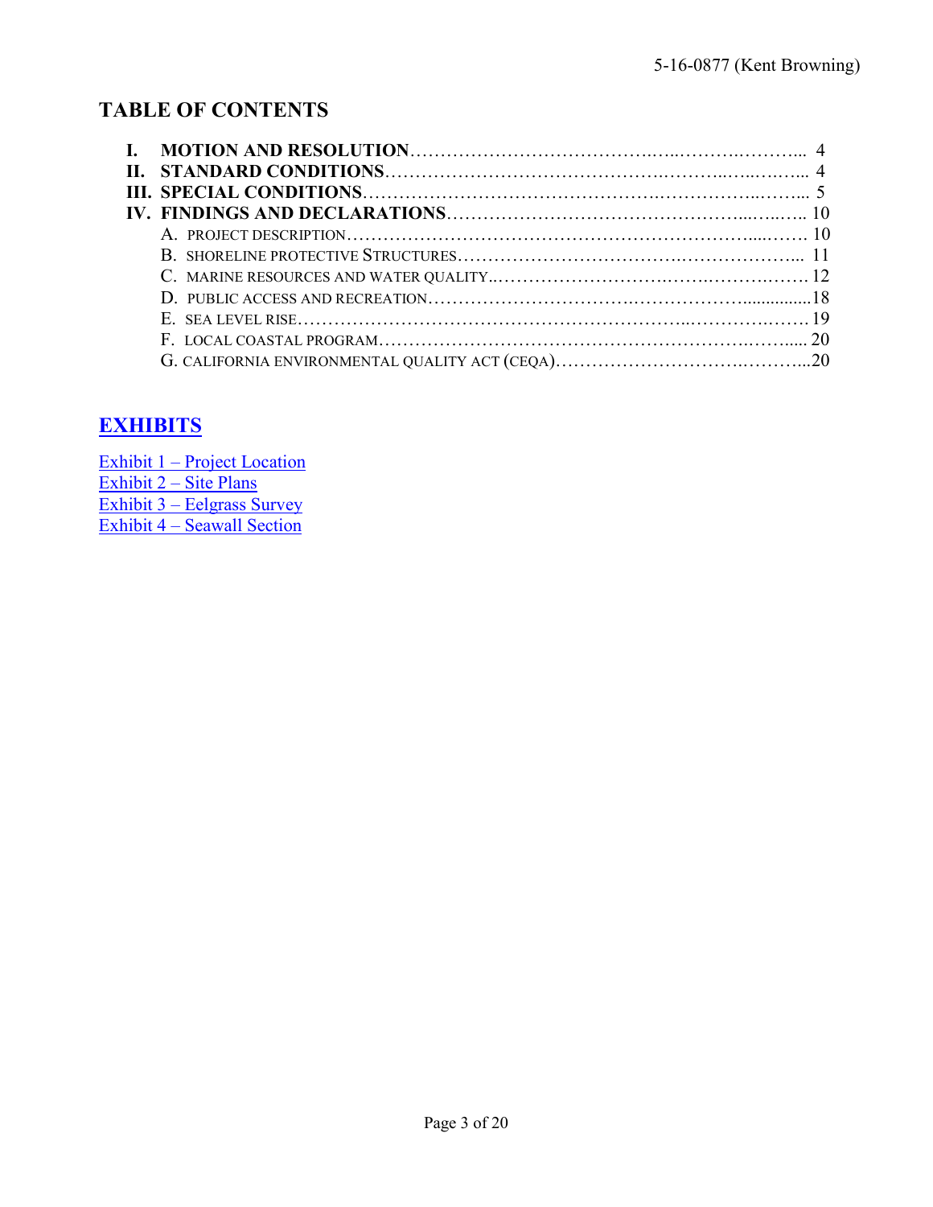## TABLE OF CONTENTS

- **I. MOTION AND RESOLUTION** ........................................................ 4
- **II. STANDARD CONDITIONS** ........................................................ 4
- **III. SPECIAL CONDITIONS** ........................................................ 5
- **IV. FINDINGS AND DECLARATIONS** ........................................................ 10
  - A. PROJECT DESCRIPTION ........................................................ 10
  - B. SHORELINE PROTECTIVE STRUCTURES ........................................................ 11
  - C. MARINE RESOURCES AND WATER QUALITY ........................................................ 12
  - D. PUBLIC ACCESS AND RECREATION ........................................................ 18
  - E. SEA LEVEL RISE ........................................................ 19
  - F. LOCAL COASTAL PROGRAM ........................................................ 20
  - G. CALIFORNIA ENVIRONMENTAL QUALITY ACT (CEQA) ........................................................ 20

## EXHIBITS

Exhibit 1 – Project Location
Exhibit 2 – Site Plans
Exhibit 3 – Eelgrass Survey
Exhibit 4 – Seawall Section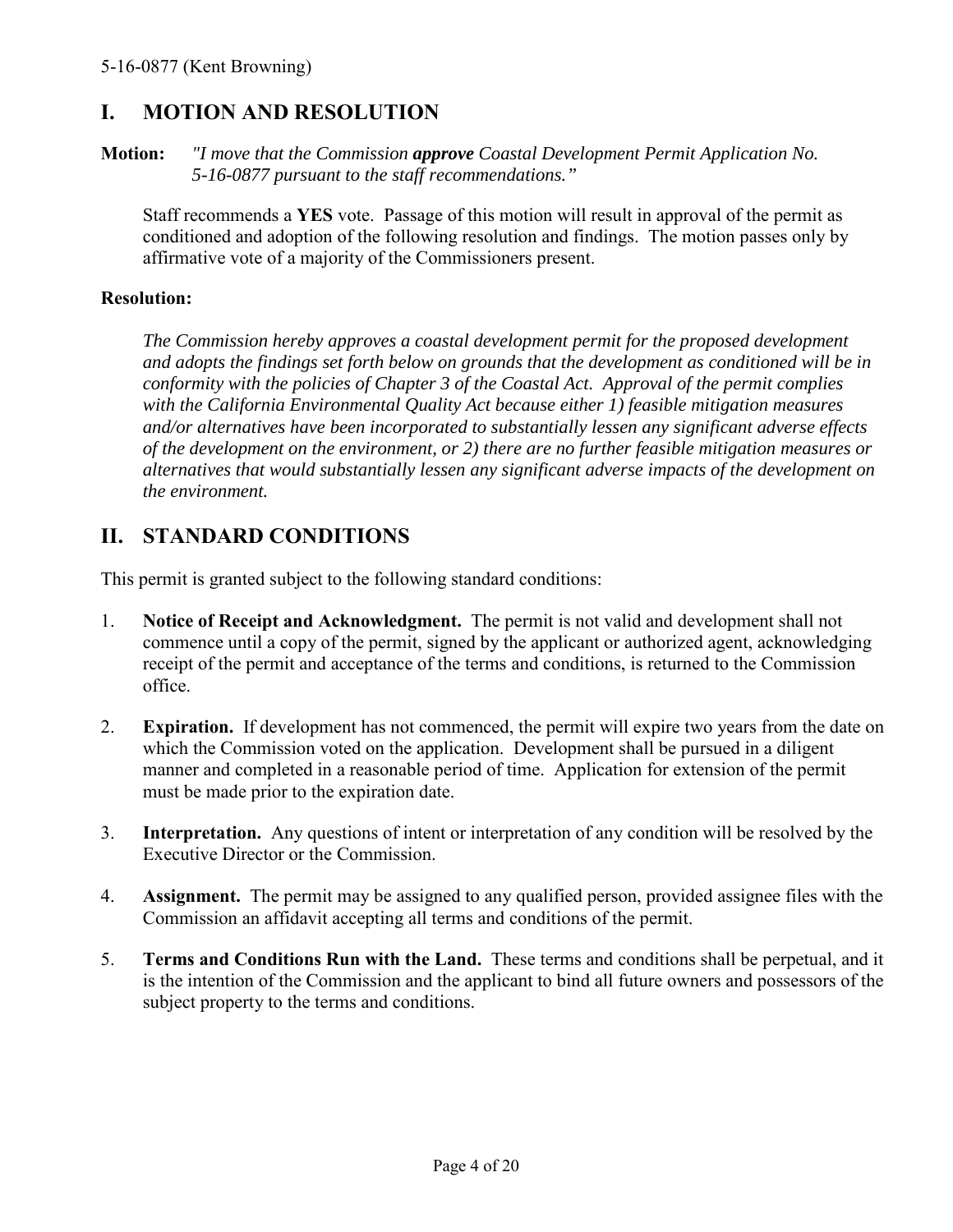## I. MOTION AND RESOLUTION

**Motion:** *"I move that the Commission **approve** Coastal Development Permit Application No. 5-16-0877 pursuant to the staff recommendations."*

Staff recommends a **YES** vote. Passage of this motion will result in approval of the permit as conditioned and adoption of the following resolution and findings. The motion passes only by affirmative vote of a majority of the Commissioners present.

**Resolution:**

*The Commission hereby approves a coastal development permit for the proposed development and adopts the findings set forth below on grounds that the development as conditioned will be in conformity with the policies of Chapter 3 of the Coastal Act. Approval of the permit complies with the California Environmental Quality Act because either 1) feasible mitigation measures and/or alternatives have been incorporated to substantially lessen any significant adverse effects of the development on the environment, or 2) there are no further feasible mitigation measures or alternatives that would substantially lessen any significant adverse impacts of the development on the environment.*

## II. STANDARD CONDITIONS

This permit is granted subject to the following standard conditions:

1. **Notice of Receipt and Acknowledgment.** The permit is not valid and development shall not commence until a copy of the permit, signed by the applicant or authorized agent, acknowledging receipt of the permit and acceptance of the terms and conditions, is returned to the Commission office.

2. **Expiration.** If development has not commenced, the permit will expire two years from the date on which the Commission voted on the application. Development shall be pursued in a diligent manner and completed in a reasonable period of time. Application for extension of the permit must be made prior to the expiration date.

3. **Interpretation.** Any questions of intent or interpretation of any condition will be resolved by the Executive Director or the Commission.

4. **Assignment.** The permit may be assigned to any qualified person, provided assignee files with the Commission an affidavit accepting all terms and conditions of the permit.

5. **Terms and Conditions Run with the Land.** These terms and conditions shall be perpetual, and it is the intention of the Commission and the applicant to bind all future owners and possessors of the subject property to the terms and conditions.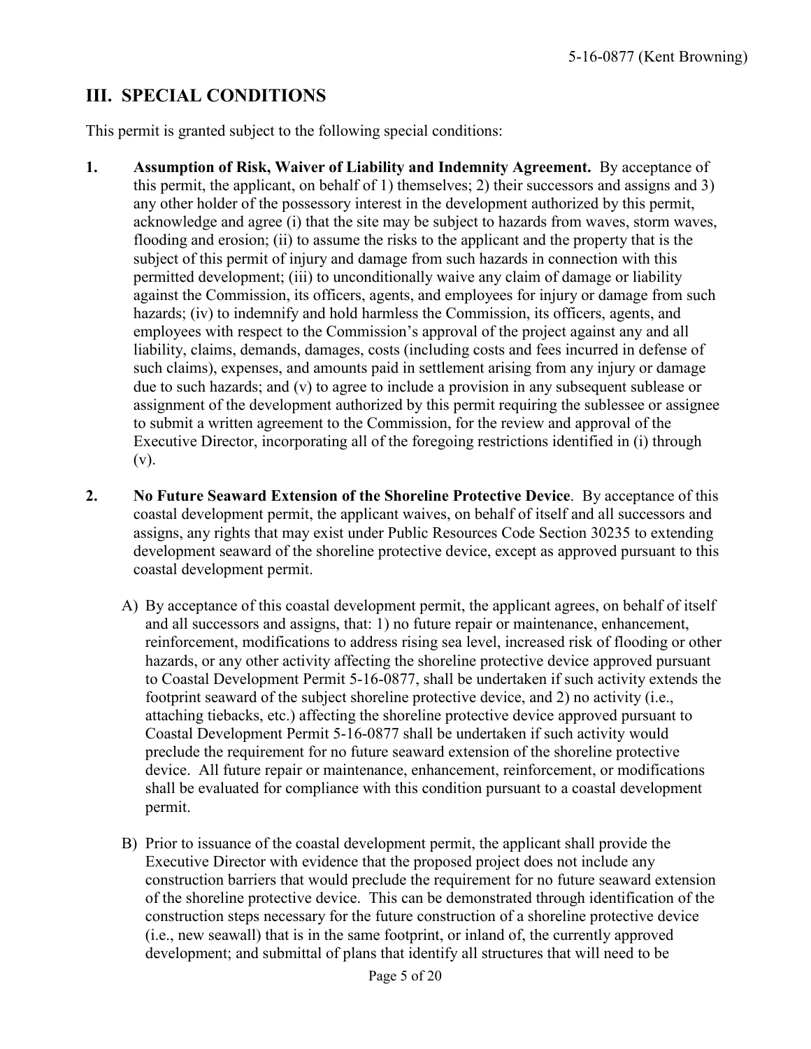## III. SPECIAL CONDITIONS

This permit is granted subject to the following special conditions:

1. **Assumption of Risk, Waiver of Liability and Indemnity Agreement.** By acceptance of this permit, the applicant, on behalf of 1) themselves; 2) their successors and assigns and 3) any other holder of the possessory interest in the development authorized by this permit, acknowledge and agree (i) that the site may be subject to hazards from waves, storm waves, flooding and erosion; (ii) to assume the risks to the applicant and the property that is the subject of this permit of injury and damage from such hazards in connection with this permitted development; (iii) to unconditionally waive any claim of damage or liability against the Commission, its officers, agents, and employees for injury or damage from such hazards; (iv) to indemnify and hold harmless the Commission, its officers, agents, and employees with respect to the Commission's approval of the project against any and all liability, claims, demands, damages, costs (including costs and fees incurred in defense of such claims), expenses, and amounts paid in settlement arising from any injury or damage due to such hazards; and (v) to agree to include a provision in any subsequent sublease or assignment of the development authorized by this permit requiring the sublessee or assignee to submit a written agreement to the Commission, for the review and approval of the Executive Director, incorporating all of the foregoing restrictions identified in (i) through (v).

2. **No Future Seaward Extension of the Shoreline Protective Device**. By acceptance of this coastal development permit, the applicant waives, on behalf of itself and all successors and assigns, any rights that may exist under Public Resources Code Section 30235 to extending development seaward of the shoreline protective device, except as approved pursuant to this coastal development permit.

   A) By acceptance of this coastal development permit, the applicant agrees, on behalf of itself and all successors and assigns, that: 1) no future repair or maintenance, enhancement, reinforcement, modifications to address rising sea level, increased risk of flooding or other hazards, or any other activity affecting the shoreline protective device approved pursuant to Coastal Development Permit 5-16-0877, shall be undertaken if such activity extends the footprint seaward of the subject shoreline protective device, and 2) no activity (i.e., attaching tiebacks, etc.) affecting the shoreline protective device approved pursuant to Coastal Development Permit 5-16-0877 shall be undertaken if such activity would preclude the requirement for no future seaward extension of the shoreline protective device. All future repair or maintenance, enhancement, reinforcement, or modifications shall be evaluated for compliance with this condition pursuant to a coastal development permit.

   B) Prior to issuance of the coastal development permit, the applicant shall provide the Executive Director with evidence that the proposed project does not include any construction barriers that would preclude the requirement for no future seaward extension of the shoreline protective device. This can be demonstrated through identification of the construction steps necessary for the future construction of a shoreline protective device (i.e., new seawall) that is in the same footprint, or inland of, the currently approved development; and submittal of plans that identify all structures that will need to be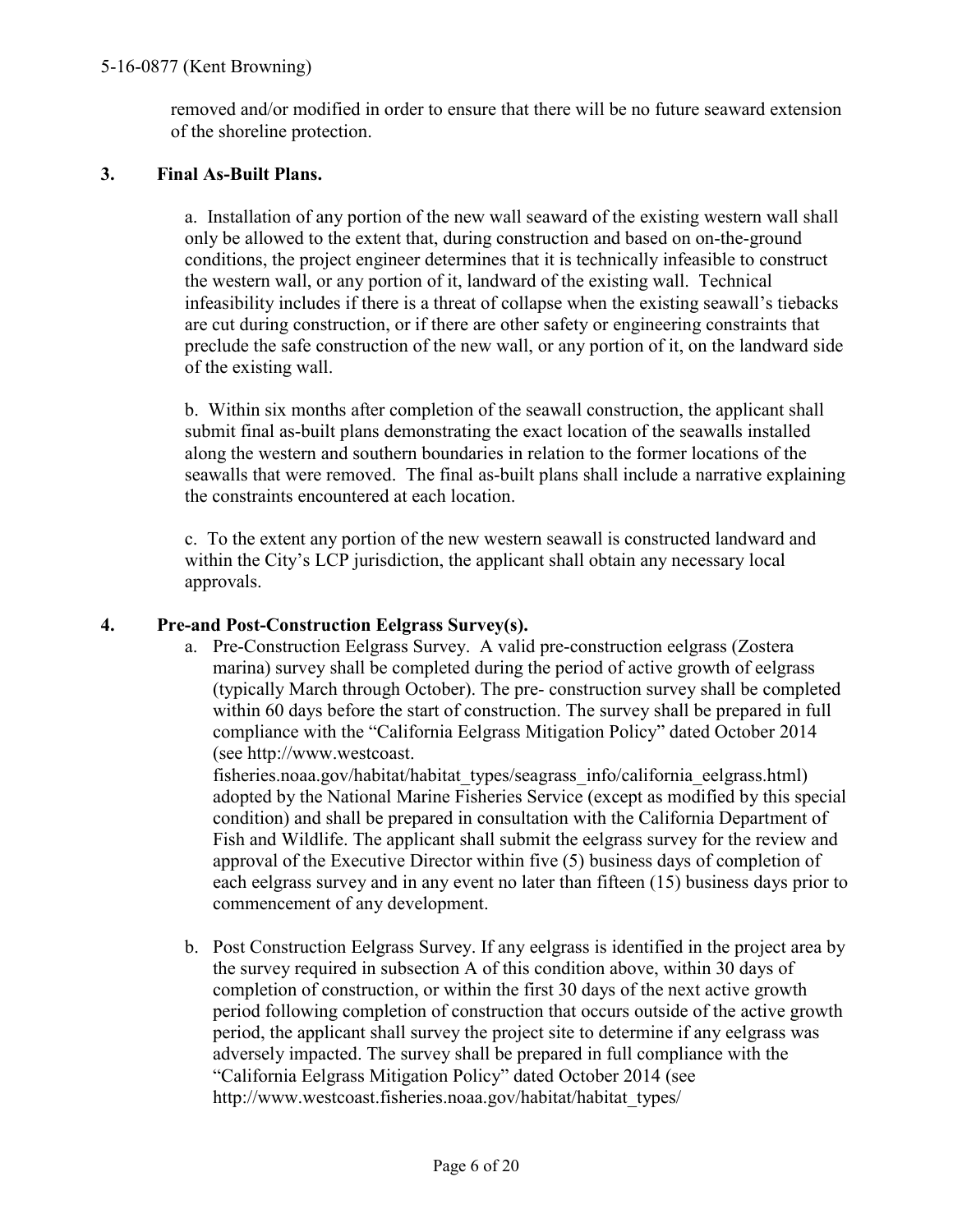removed and/or modified in order to ensure that there will be no future seaward extension of the shoreline protection.

**3. Final As-Built Plans.**

a. Installation of any portion of the new wall seaward of the existing western wall shall only be allowed to the extent that, during construction and based on on-the-ground conditions, the project engineer determines that it is technically infeasible to construct the western wall, or any portion of it, landward of the existing wall. Technical infeasibility includes if there is a threat of collapse when the existing seawall's tiebacks are cut during construction, or if there are other safety or engineering constraints that preclude the safe construction of the new wall, or any portion of it, on the landward side of the existing wall.

b. Within six months after completion of the seawall construction, the applicant shall submit final as-built plans demonstrating the exact location of the seawalls installed along the western and southern boundaries in relation to the former locations of the seawalls that were removed. The final as-built plans shall include a narrative explaining the constraints encountered at each location.

c. To the extent any portion of the new western seawall is constructed landward and within the City's LCP jurisdiction, the applicant shall obtain any necessary local approvals.

**4. Pre-and Post-Construction Eelgrass Survey(s).**

a. Pre-Construction Eelgrass Survey. A valid pre-construction eelgrass (Zostera marina) survey shall be completed during the period of active growth of eelgrass (typically March through October). The pre- construction survey shall be completed within 60 days before the start of construction. The survey shall be prepared in full compliance with the "California Eelgrass Mitigation Policy" dated October 2014 (see http://www.westcoast.fisheries.noaa.gov/habitat/habitat_types/seagrass_info/california_eelgrass.html) adopted by the National Marine Fisheries Service (except as modified by this special condition) and shall be prepared in consultation with the California Department of Fish and Wildlife. The applicant shall submit the eelgrass survey for the review and approval of the Executive Director within five (5) business days of completion of each eelgrass survey and in any event no later than fifteen (15) business days prior to commencement of any development.

b. Post Construction Eelgrass Survey. If any eelgrass is identified in the project area by the survey required in subsection A of this condition above, within 30 days of completion of construction, or within the first 30 days of the next active growth period following completion of construction that occurs outside of the active growth period, the applicant shall survey the project site to determine if any eelgrass was adversely impacted. The survey shall be prepared in full compliance with the "California Eelgrass Mitigation Policy" dated October 2014 (see http://www.westcoast.fisheries.noaa.gov/habitat/habitat_types/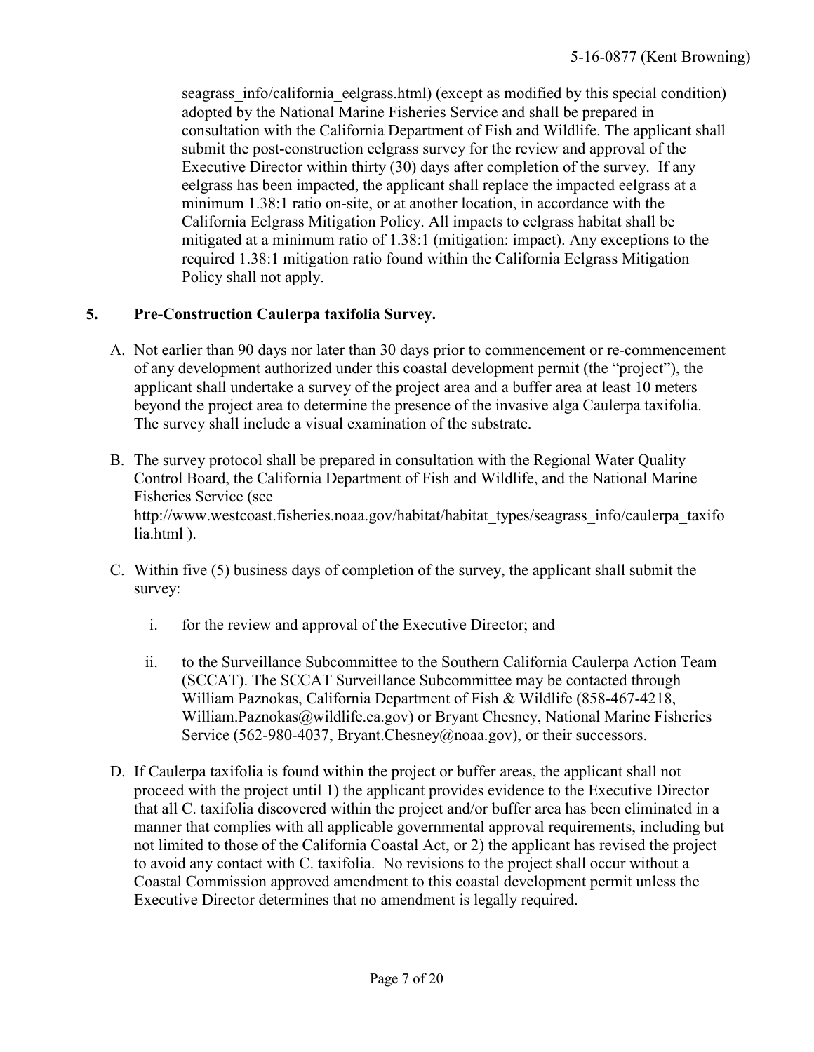seagrass_info/california_eelgrass.html) (except as modified by this special condition) adopted by the National Marine Fisheries Service and shall be prepared in consultation with the California Department of Fish and Wildlife. The applicant shall submit the post-construction eelgrass survey for the review and approval of the Executive Director within thirty (30) days after completion of the survey. If any eelgrass has been impacted, the applicant shall replace the impacted eelgrass at a minimum 1.38:1 ratio on-site, or at another location, in accordance with the California Eelgrass Mitigation Policy. All impacts to eelgrass habitat shall be mitigated at a minimum ratio of 1.38:1 (mitigation: impact). Any exceptions to the required 1.38:1 mitigation ratio found within the California Eelgrass Mitigation Policy shall not apply.

**5. Pre-Construction Caulerpa taxifolia Survey.**

A. Not earlier than 90 days nor later than 30 days prior to commencement or re-commencement of any development authorized under this coastal development permit (the "project"), the applicant shall undertake a survey of the project area and a buffer area at least 10 meters beyond the project area to determine the presence of the invasive alga Caulerpa taxifolia. The survey shall include a visual examination of the substrate.

B. The survey protocol shall be prepared in consultation with the Regional Water Quality Control Board, the California Department of Fish and Wildlife, and the National Marine Fisheries Service (see http://www.westcoast.fisheries.noaa.gov/habitat/habitat_types/seagrass_info/caulerpa_taxifolia.html ).

C. Within five (5) business days of completion of the survey, the applicant shall submit the survey:

   i. for the review and approval of the Executive Director; and

   ii. to the Surveillance Subcommittee to the Southern California Caulerpa Action Team (SCCAT). The SCCAT Surveillance Subcommittee may be contacted through William Paznokas, California Department of Fish & Wildlife (858-467-4218, William.Paznokas@wildlife.ca.gov) or Bryant Chesney, National Marine Fisheries Service (562-980-4037, Bryant.Chesney@noaa.gov), or their successors.

D. If Caulerpa taxifolia is found within the project or buffer areas, the applicant shall not proceed with the project until 1) the applicant provides evidence to the Executive Director that all C. taxifolia discovered within the project and/or buffer area has been eliminated in a manner that complies with all applicable governmental approval requirements, including but not limited to those of the California Coastal Act, or 2) the applicant has revised the project to avoid any contact with C. taxifolia. No revisions to the project shall occur without a Coastal Commission approved amendment to this coastal development permit unless the Executive Director determines that no amendment is legally required.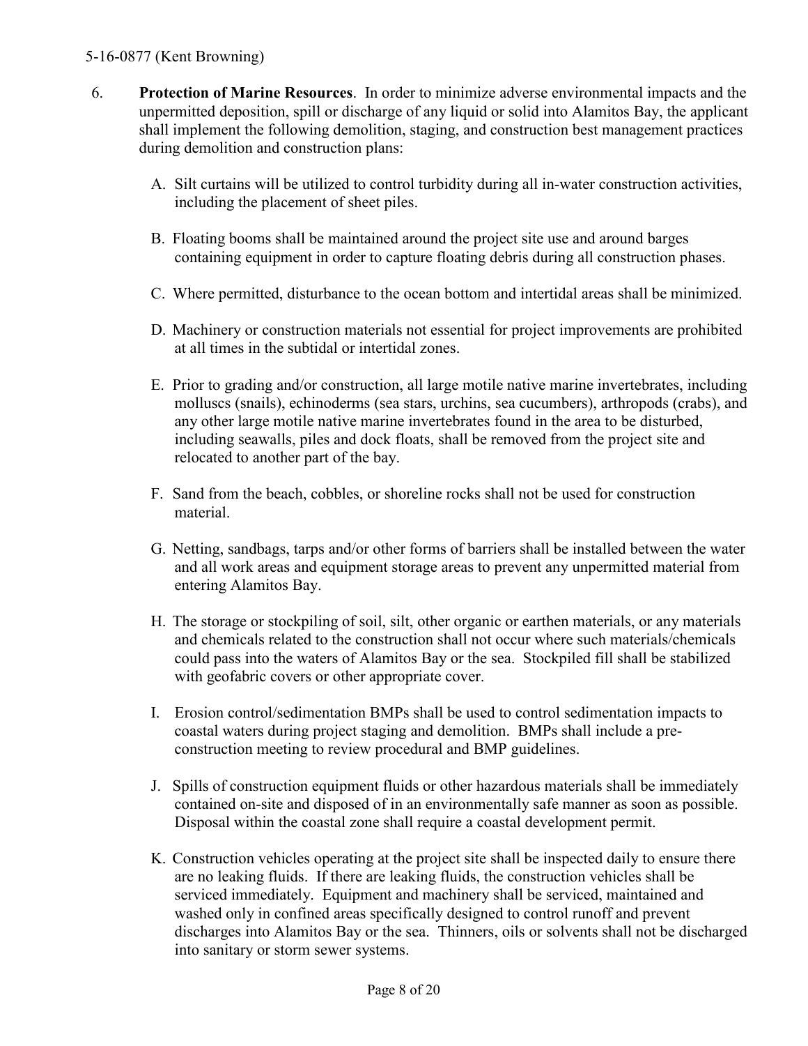6. **Protection of Marine Resources**. In order to minimize adverse environmental impacts and the unpermitted deposition, spill or discharge of any liquid or solid into Alamitos Bay, the applicant shall implement the following demolition, staging, and construction best management practices during demolition and construction plans:

   A. Silt curtains will be utilized to control turbidity during all in-water construction activities, including the placement of sheet piles.

   B. Floating booms shall be maintained around the project site use and around barges containing equipment in order to capture floating debris during all construction phases.

   C. Where permitted, disturbance to the ocean bottom and intertidal areas shall be minimized.

   D. Machinery or construction materials not essential for project improvements are prohibited at all times in the subtidal or intertidal zones.

   E. Prior to grading and/or construction, all large motile native marine invertebrates, including molluscs (snails), echinoderms (sea stars, urchins, sea cucumbers), arthropods (crabs), and any other large motile native marine invertebrates found in the area to be disturbed, including seawalls, piles and dock floats, shall be removed from the project site and relocated to another part of the bay.

   F. Sand from the beach, cobbles, or shoreline rocks shall not be used for construction material.

   G. Netting, sandbags, tarps and/or other forms of barriers shall be installed between the water and all work areas and equipment storage areas to prevent any unpermitted material from entering Alamitos Bay.

   H. The storage or stockpiling of soil, silt, other organic or earthen materials, or any materials and chemicals related to the construction shall not occur where such materials/chemicals could pass into the waters of Alamitos Bay or the sea. Stockpiled fill shall be stabilized with geofabric covers or other appropriate cover.

   I. Erosion control/sedimentation BMPs shall be used to control sedimentation impacts to coastal waters during project staging and demolition. BMPs shall include a pre-construction meeting to review procedural and BMP guidelines.

   J. Spills of construction equipment fluids or other hazardous materials shall be immediately contained on-site and disposed of in an environmentally safe manner as soon as possible. Disposal within the coastal zone shall require a coastal development permit.

   K. Construction vehicles operating at the project site shall be inspected daily to ensure there are no leaking fluids. If there are leaking fluids, the construction vehicles shall be serviced immediately. Equipment and machinery shall be serviced, maintained and washed only in confined areas specifically designed to control runoff and prevent discharges into Alamitos Bay or the sea. Thinners, oils or solvents shall not be discharged into sanitary or storm sewer systems.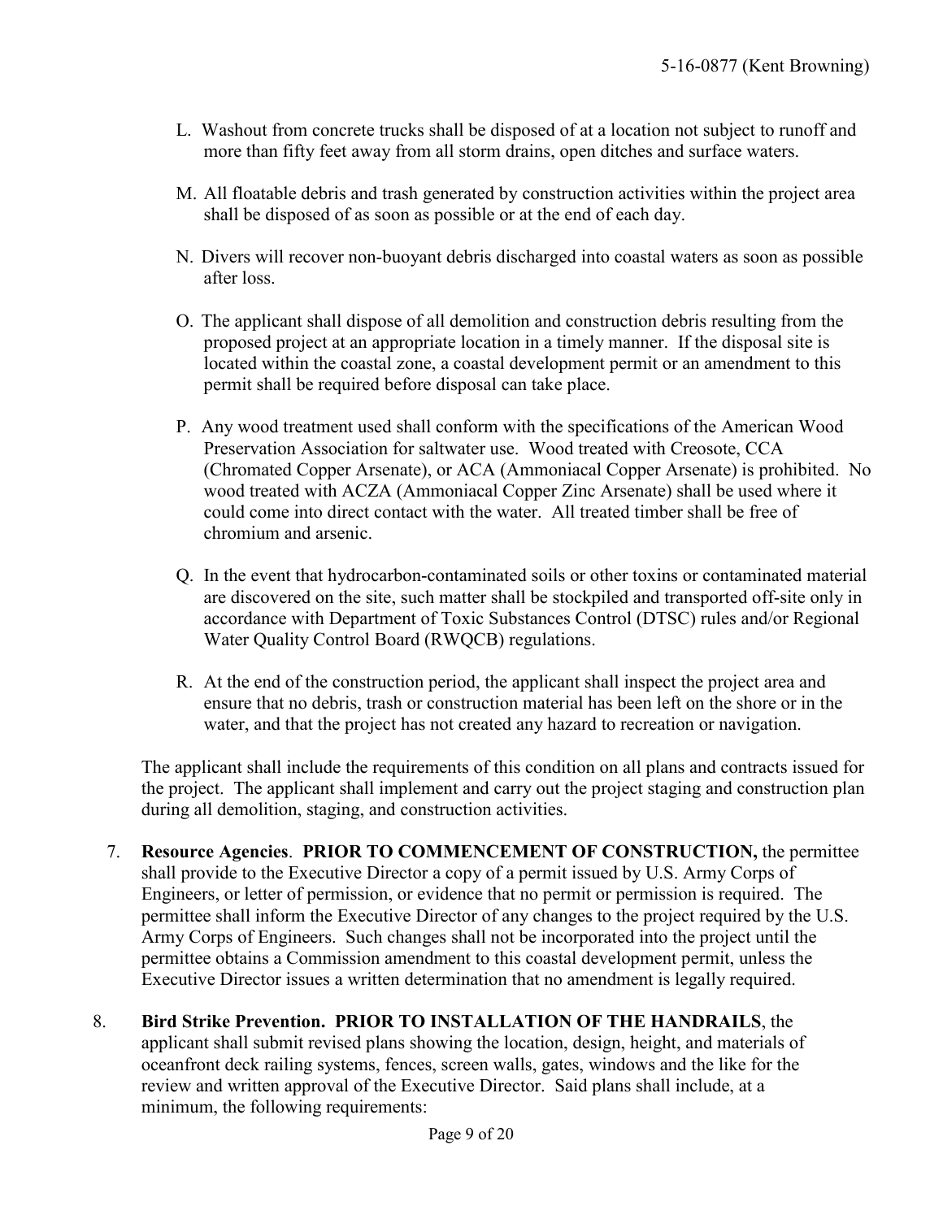L. Washout from concrete trucks shall be disposed of at a location not subject to runoff and more than fifty feet away from all storm drains, open ditches and surface waters.

M. All floatable debris and trash generated by construction activities within the project area shall be disposed of as soon as possible or at the end of each day.

N. Divers will recover non-buoyant debris discharged into coastal waters as soon as possible after loss.

O. The applicant shall dispose of all demolition and construction debris resulting from the proposed project at an appropriate location in a timely manner. If the disposal site is located within the coastal zone, a coastal development permit or an amendment to this permit shall be required before disposal can take place.

P. Any wood treatment used shall conform with the specifications of the American Wood Preservation Association for saltwater use. Wood treated with Creosote, CCA (Chromated Copper Arsenate), or ACA (Ammoniacal Copper Arsenate) is prohibited. No wood treated with ACZA (Ammoniacal Copper Zinc Arsenate) shall be used where it could come into direct contact with the water. All treated timber shall be free of chromium and arsenic.

Q. In the event that hydrocarbon-contaminated soils or other toxins or contaminated material are discovered on the site, such matter shall be stockpiled and transported off-site only in accordance with Department of Toxic Substances Control (DTSC) rules and/or Regional Water Quality Control Board (RWQCB) regulations.

R. At the end of the construction period, the applicant shall inspect the project area and ensure that no debris, trash or construction material has been left on the shore or in the water, and that the project has not created any hazard to recreation or navigation.

The applicant shall include the requirements of this condition on all plans and contracts issued for the project. The applicant shall implement and carry out the project staging and construction plan during all demolition, staging, and construction activities.

7. **Resource Agencies**. **PRIOR TO COMMENCEMENT OF CONSTRUCTION,** the permittee shall provide to the Executive Director a copy of a permit issued by U.S. Army Corps of Engineers, or letter of permission, or evidence that no permit or permission is required. The permittee shall inform the Executive Director of any changes to the project required by the U.S. Army Corps of Engineers. Such changes shall not be incorporated into the project until the permittee obtains a Commission amendment to this coastal development permit, unless the Executive Director issues a written determination that no amendment is legally required.

8. **Bird Strike Prevention. PRIOR TO INSTALLATION OF THE HANDRAILS**, the applicant shall submit revised plans showing the location, design, height, and materials of oceanfront deck railing systems, fences, screen walls, gates, windows and the like for the review and written approval of the Executive Director. Said plans shall include, at a minimum, the following requirements: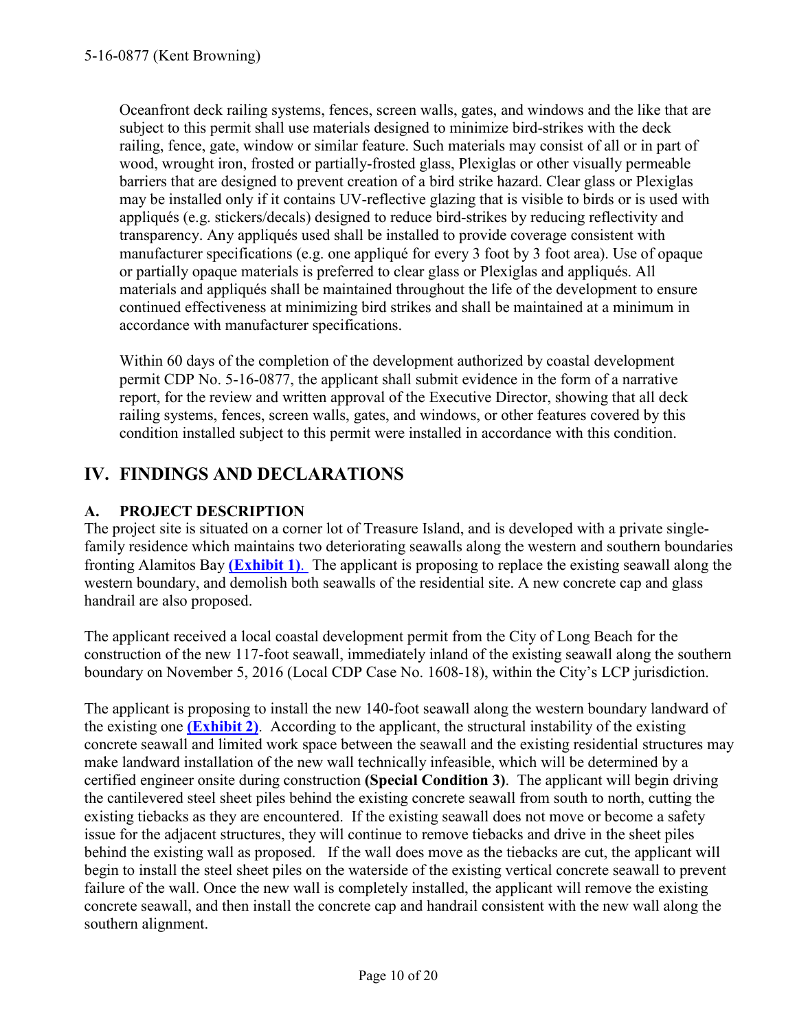Oceanfront deck railing systems, fences, screen walls, gates, and windows and the like that are subject to this permit shall use materials designed to minimize bird-strikes with the deck railing, fence, gate, window or similar feature. Such materials may consist of all or in part of wood, wrought iron, frosted or partially-frosted glass, Plexiglas or other visually permeable barriers that are designed to prevent creation of a bird strike hazard. Clear glass or Plexiglas may be installed only if it contains UV-reflective glazing that is visible to birds or is used with appliqués (e.g. stickers/decals) designed to reduce bird-strikes by reducing reflectivity and transparency. Any appliqués used shall be installed to provide coverage consistent with manufacturer specifications (e.g. one appliqué for every 3 foot by 3 foot area). Use of opaque or partially opaque materials is preferred to clear glass or Plexiglas and appliqués. All materials and appliqués shall be maintained throughout the life of the development to ensure continued effectiveness at minimizing bird strikes and shall be maintained at a minimum in accordance with manufacturer specifications.

Within 60 days of the completion of the development authorized by coastal development permit CDP No. 5-16-0877, the applicant shall submit evidence in the form of a narrative report, for the review and written approval of the Executive Director, showing that all deck railing systems, fences, screen walls, gates, and windows, or other features covered by this condition installed subject to this permit were installed in accordance with this condition.

## IV. FINDINGS AND DECLARATIONS

### A. PROJECT DESCRIPTION

The project site is situated on a corner lot of Treasure Island, and is developed with a private single-family residence which maintains two deteriorating seawalls along the western and southern boundaries fronting Alamitos Bay **(Exhibit 1)**. The applicant is proposing to replace the existing seawall along the western boundary, and demolish both seawalls of the residential site. A new concrete cap and glass handrail are also proposed.

The applicant received a local coastal development permit from the City of Long Beach for the construction of the new 117-foot seawall, immediately inland of the existing seawall along the southern boundary on November 5, 2016 (Local CDP Case No. 1608-18), within the City's LCP jurisdiction.

The applicant is proposing to install the new 140-foot seawall along the western boundary landward of the existing one **(Exhibit 2)**. According to the applicant, the structural instability of the existing concrete seawall and limited work space between the seawall and the existing residential structures may make landward installation of the new wall technically infeasible, which will be determined by a certified engineer onsite during construction **(Special Condition 3)**. The applicant will begin driving the cantilevered steel sheet piles behind the existing concrete seawall from south to north, cutting the existing tiebacks as they are encountered. If the existing seawall does not move or become a safety issue for the adjacent structures, they will continue to remove tiebacks and drive in the sheet piles behind the existing wall as proposed. If the wall does move as the tiebacks are cut, the applicant will begin to install the steel sheet piles on the waterside of the existing vertical concrete seawall to prevent failure of the wall. Once the new wall is completely installed, the applicant will remove the existing concrete seawall, and then install the concrete cap and handrail consistent with the new wall along the southern alignment.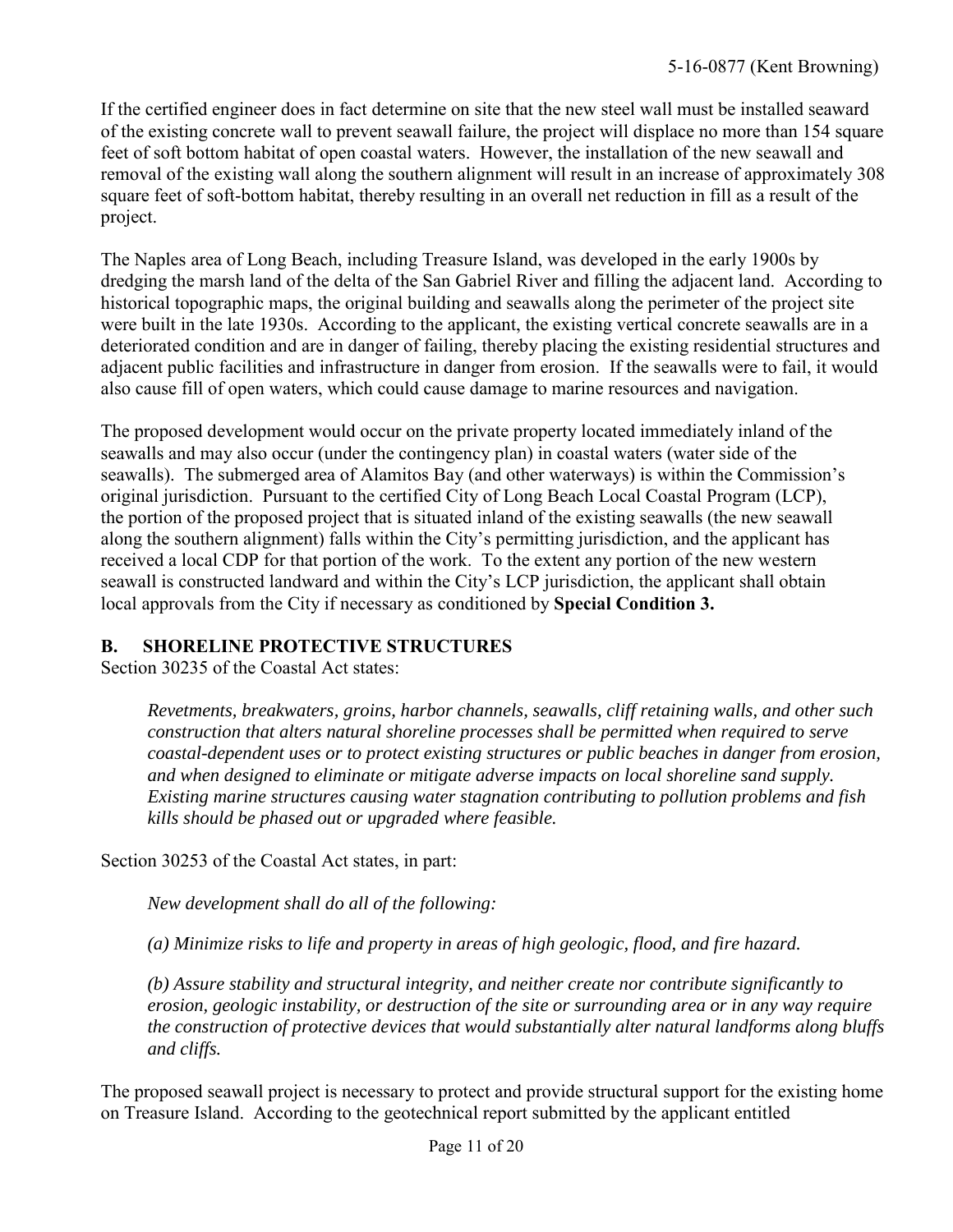If the certified engineer does in fact determine on site that the new steel wall must be installed seaward of the existing concrete wall to prevent seawall failure, the project will displace no more than 154 square feet of soft bottom habitat of open coastal waters. However, the installation of the new seawall and removal of the existing wall along the southern alignment will result in an increase of approximately 308 square feet of soft-bottom habitat, thereby resulting in an overall net reduction in fill as a result of the project.

The Naples area of Long Beach, including Treasure Island, was developed in the early 1900s by dredging the marsh land of the delta of the San Gabriel River and filling the adjacent land. According to historical topographic maps, the original building and seawalls along the perimeter of the project site were built in the late 1930s. According to the applicant, the existing vertical concrete seawalls are in a deteriorated condition and are in danger of failing, thereby placing the existing residential structures and adjacent public facilities and infrastructure in danger from erosion. If the seawalls were to fail, it would also cause fill of open waters, which could cause damage to marine resources and navigation.

The proposed development would occur on the private property located immediately inland of the seawalls and may also occur (under the contingency plan) in coastal waters (water side of the seawalls). The submerged area of Alamitos Bay (and other waterways) is within the Commission's original jurisdiction. Pursuant to the certified City of Long Beach Local Coastal Program (LCP), the portion of the proposed project that is situated inland of the existing seawalls (the new seawall along the southern alignment) falls within the City's permitting jurisdiction, and the applicant has received a local CDP for that portion of the work. To the extent any portion of the new western seawall is constructed landward and within the City's LCP jurisdiction, the applicant shall obtain local approvals from the City if necessary as conditioned by **Special Condition 3.**

## B. SHORELINE PROTECTIVE STRUCTURES

Section 30235 of the Coastal Act states:

> *Revetments, breakwaters, groins, harbor channels, seawalls, cliff retaining walls, and other such construction that alters natural shoreline processes shall be permitted when required to serve coastal-dependent uses or to protect existing structures or public beaches in danger from erosion, and when designed to eliminate or mitigate adverse impacts on local shoreline sand supply. Existing marine structures causing water stagnation contributing to pollution problems and fish kills should be phased out or upgraded where feasible.*

Section 30253 of the Coastal Act states, in part:

> *New development shall do all of the following:*
>
> *(a) Minimize risks to life and property in areas of high geologic, flood, and fire hazard.*
>
> *(b) Assure stability and structural integrity, and neither create nor contribute significantly to erosion, geologic instability, or destruction of the site or surrounding area or in any way require the construction of protective devices that would substantially alter natural landforms along bluffs and cliffs.*

The proposed seawall project is necessary to protect and provide structural support for the existing home on Treasure Island. According to the geotechnical report submitted by the applicant entitled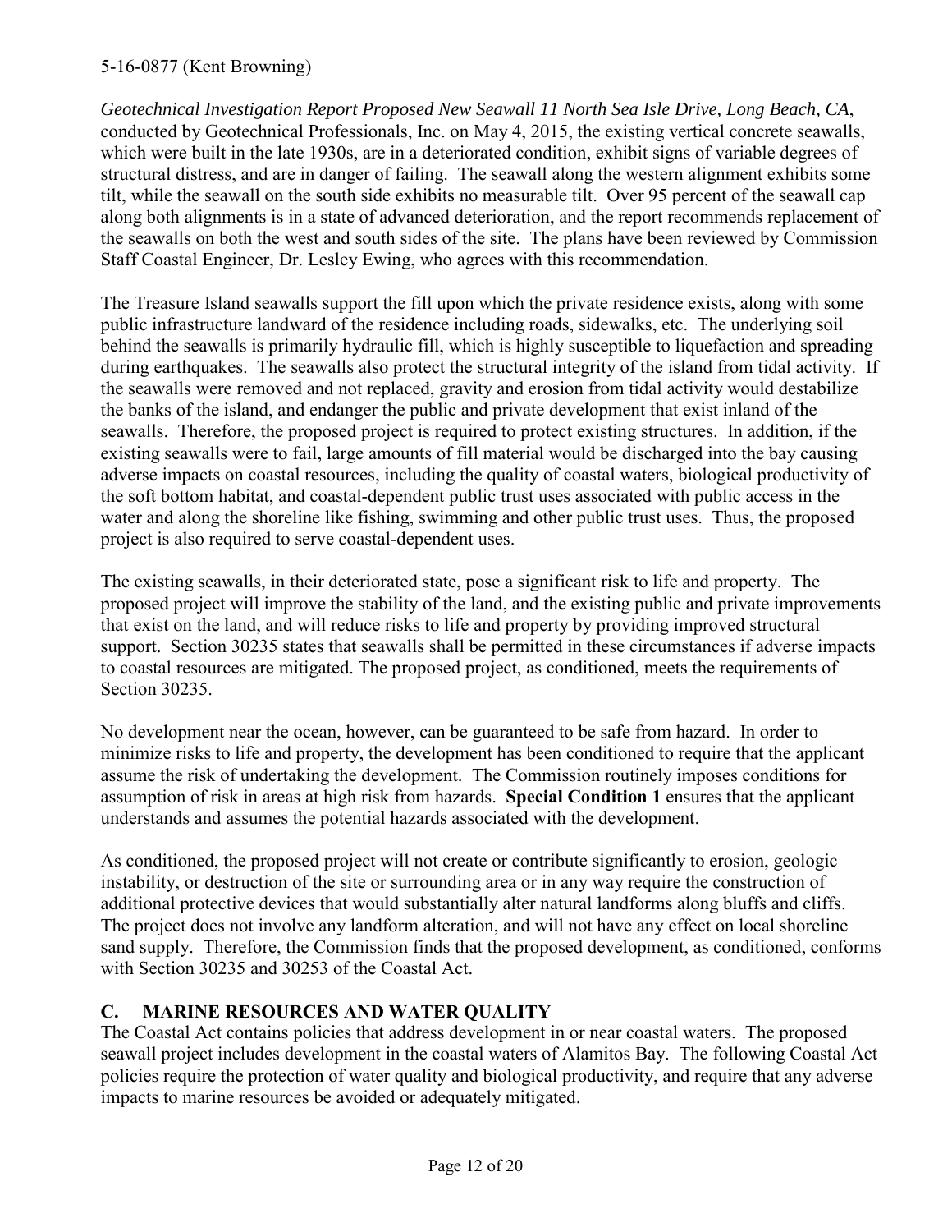*Geotechnical Investigation Report Proposed New Seawall 11 North Sea Isle Drive, Long Beach, CA*, conducted by Geotechnical Professionals, Inc. on May 4, 2015, the existing vertical concrete seawalls, which were built in the late 1930s, are in a deteriorated condition, exhibit signs of variable degrees of structural distress, and are in danger of failing. The seawall along the western alignment exhibits some tilt, while the seawall on the south side exhibits no measurable tilt. Over 95 percent of the seawall cap along both alignments is in a state of advanced deterioration, and the report recommends replacement of the seawalls on both the west and south sides of the site. The plans have been reviewed by Commission Staff Coastal Engineer, Dr. Lesley Ewing, who agrees with this recommendation.

The Treasure Island seawalls support the fill upon which the private residence exists, along with some public infrastructure landward of the residence including roads, sidewalks, etc. The underlying soil behind the seawalls is primarily hydraulic fill, which is highly susceptible to liquefaction and spreading during earthquakes. The seawalls also protect the structural integrity of the island from tidal activity. If the seawalls were removed and not replaced, gravity and erosion from tidal activity would destabilize the banks of the island, and endanger the public and private development that exist inland of the seawalls. Therefore, the proposed project is required to protect existing structures. In addition, if the existing seawalls were to fail, large amounts of fill material would be discharged into the bay causing adverse impacts on coastal resources, including the quality of coastal waters, biological productivity of the soft bottom habitat, and coastal-dependent public trust uses associated with public access in the water and along the shoreline like fishing, swimming and other public trust uses. Thus, the proposed project is also required to serve coastal-dependent uses.

The existing seawalls, in their deteriorated state, pose a significant risk to life and property. The proposed project will improve the stability of the land, and the existing public and private improvements that exist on the land, and will reduce risks to life and property by providing improved structural support. Section 30235 states that seawalls shall be permitted in these circumstances if adverse impacts to coastal resources are mitigated. The proposed project, as conditioned, meets the requirements of Section 30235.

No development near the ocean, however, can be guaranteed to be safe from hazard. In order to minimize risks to life and property, the development has been conditioned to require that the applicant assume the risk of undertaking the development. The Commission routinely imposes conditions for assumption of risk in areas at high risk from hazards. **Special Condition 1** ensures that the applicant understands and assumes the potential hazards associated with the development.

As conditioned, the proposed project will not create or contribute significantly to erosion, geologic instability, or destruction of the site or surrounding area or in any way require the construction of additional protective devices that would substantially alter natural landforms along bluffs and cliffs. The project does not involve any landform alteration, and will not have any effect on local shoreline sand supply. Therefore, the Commission finds that the proposed development, as conditioned, conforms with Section 30235 and 30253 of the Coastal Act.

## C. MARINE RESOURCES AND WATER QUALITY

The Coastal Act contains policies that address development in or near coastal waters. The proposed seawall project includes development in the coastal waters of Alamitos Bay. The following Coastal Act policies require the protection of water quality and biological productivity, and require that any adverse impacts to marine resources be avoided or adequately mitigated.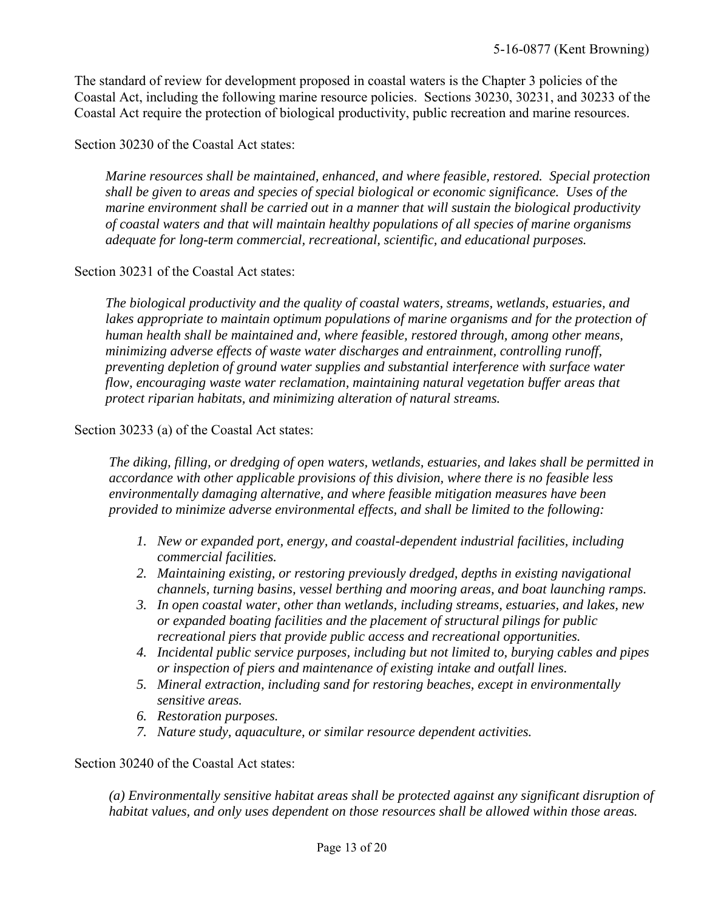The standard of review for development proposed in coastal waters is the Chapter 3 policies of the Coastal Act, including the following marine resource policies. Sections 30230, 30231, and 30233 of the Coastal Act require the protection of biological productivity, public recreation and marine resources.

Section 30230 of the Coastal Act states:

> *Marine resources shall be maintained, enhanced, and where feasible, restored. Special protection shall be given to areas and species of special biological or economic significance. Uses of the marine environment shall be carried out in a manner that will sustain the biological productivity of coastal waters and that will maintain healthy populations of all species of marine organisms adequate for long-term commercial, recreational, scientific, and educational purposes.*

Section 30231 of the Coastal Act states:

> *The biological productivity and the quality of coastal waters, streams, wetlands, estuaries, and lakes appropriate to maintain optimum populations of marine organisms and for the protection of human health shall be maintained and, where feasible, restored through, among other means, minimizing adverse effects of waste water discharges and entrainment, controlling runoff, preventing depletion of ground water supplies and substantial interference with surface water flow, encouraging waste water reclamation, maintaining natural vegetation buffer areas that protect riparian habitats, and minimizing alteration of natural streams.*

Section 30233 (a) of the Coastal Act states:

> *The diking, filling, or dredging of open waters, wetlands, estuaries, and lakes shall be permitted in accordance with other applicable provisions of this division, where there is no feasible less environmentally damaging alternative, and where feasible mitigation measures have been provided to minimize adverse environmental effects, and shall be limited to the following:*
>
> 1. *New or expanded port, energy, and coastal-dependent industrial facilities, including commercial facilities.*
> 2. *Maintaining existing, or restoring previously dredged, depths in existing navigational channels, turning basins, vessel berthing and mooring areas, and boat launching ramps.*
> 3. *In open coastal water, other than wetlands, including streams, estuaries, and lakes, new or expanded boating facilities and the placement of structural pilings for public recreational piers that provide public access and recreational opportunities.*
> 4. *Incidental public service purposes, including but not limited to, burying cables and pipes or inspection of piers and maintenance of existing intake and outfall lines.*
> 5. *Mineral extraction, including sand for restoring beaches, except in environmentally sensitive areas.*
> 6. *Restoration purposes.*
> 7. *Nature study, aquaculture, or similar resource dependent activities.*

Section 30240 of the Coastal Act states:

> *(a) Environmentally sensitive habitat areas shall be protected against any significant disruption of habitat values, and only uses dependent on those resources shall be allowed within those areas.*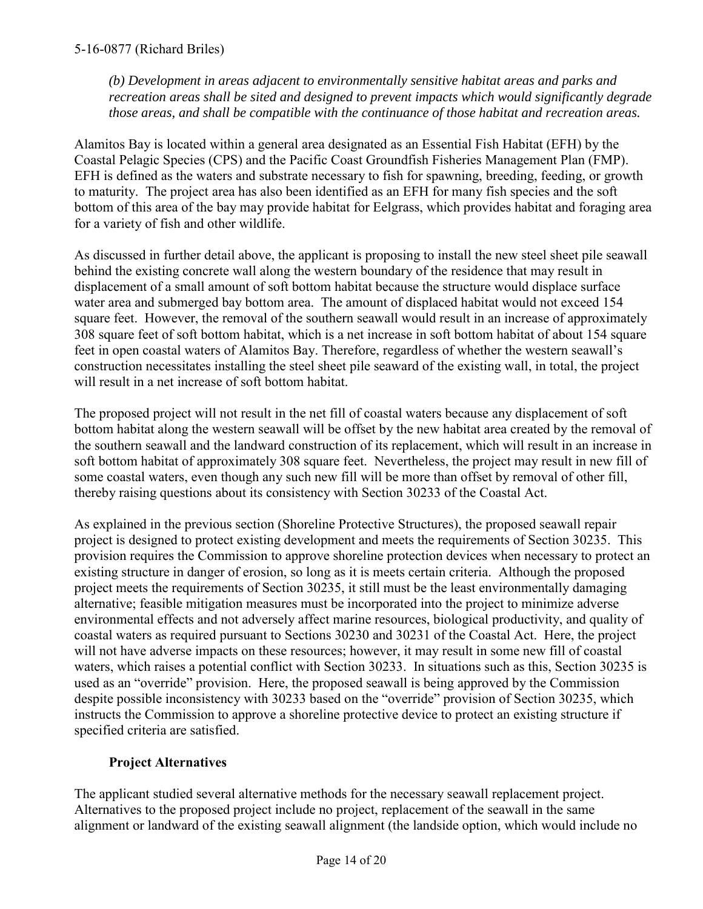*(b) Development in areas adjacent to environmentally sensitive habitat areas and parks and recreation areas shall be sited and designed to prevent impacts which would significantly degrade those areas, and shall be compatible with the continuance of those habitat and recreation areas.*

Alamitos Bay is located within a general area designated as an Essential Fish Habitat (EFH) by the Coastal Pelagic Species (CPS) and the Pacific Coast Groundfish Fisheries Management Plan (FMP). EFH is defined as the waters and substrate necessary to fish for spawning, breeding, feeding, or growth to maturity. The project area has also been identified as an EFH for many fish species and the soft bottom of this area of the bay may provide habitat for Eelgrass, which provides habitat and foraging area for a variety of fish and other wildlife.

As discussed in further detail above, the applicant is proposing to install the new steel sheet pile seawall behind the existing concrete wall along the western boundary of the residence that may result in displacement of a small amount of soft bottom habitat because the structure would displace surface water area and submerged bay bottom area. The amount of displaced habitat would not exceed 154 square feet. However, the removal of the southern seawall would result in an increase of approximately 308 square feet of soft bottom habitat, which is a net increase in soft bottom habitat of about 154 square feet in open coastal waters of Alamitos Bay. Therefore, regardless of whether the western seawall's construction necessitates installing the steel sheet pile seaward of the existing wall, in total, the project will result in a net increase of soft bottom habitat.

The proposed project will not result in the net fill of coastal waters because any displacement of soft bottom habitat along the western seawall will be offset by the new habitat area created by the removal of the southern seawall and the landward construction of its replacement, which will result in an increase in soft bottom habitat of approximately 308 square feet. Nevertheless, the project may result in new fill of some coastal waters, even though any such new fill will be more than offset by removal of other fill, thereby raising questions about its consistency with Section 30233 of the Coastal Act.

As explained in the previous section (Shoreline Protective Structures), the proposed seawall repair project is designed to protect existing development and meets the requirements of Section 30235. This provision requires the Commission to approve shoreline protection devices when necessary to protect an existing structure in danger of erosion, so long as it is meets certain criteria. Although the proposed project meets the requirements of Section 30235, it still must be the least environmentally damaging alternative; feasible mitigation measures must be incorporated into the project to minimize adverse environmental effects and not adversely affect marine resources, biological productivity, and quality of coastal waters as required pursuant to Sections 30230 and 30231 of the Coastal Act. Here, the project will not have adverse impacts on these resources; however, it may result in some new fill of coastal waters, which raises a potential conflict with Section 30233. In situations such as this, Section 30235 is used as an "override" provision. Here, the proposed seawall is being approved by the Commission despite possible inconsistency with 30233 based on the "override" provision of Section 30235, which instructs the Commission to approve a shoreline protective device to protect an existing structure if specified criteria are satisfied.

### Project Alternatives

The applicant studied several alternative methods for the necessary seawall replacement project. Alternatives to the proposed project include no project, replacement of the seawall in the same alignment or landward of the existing seawall alignment (the landside option, which would include no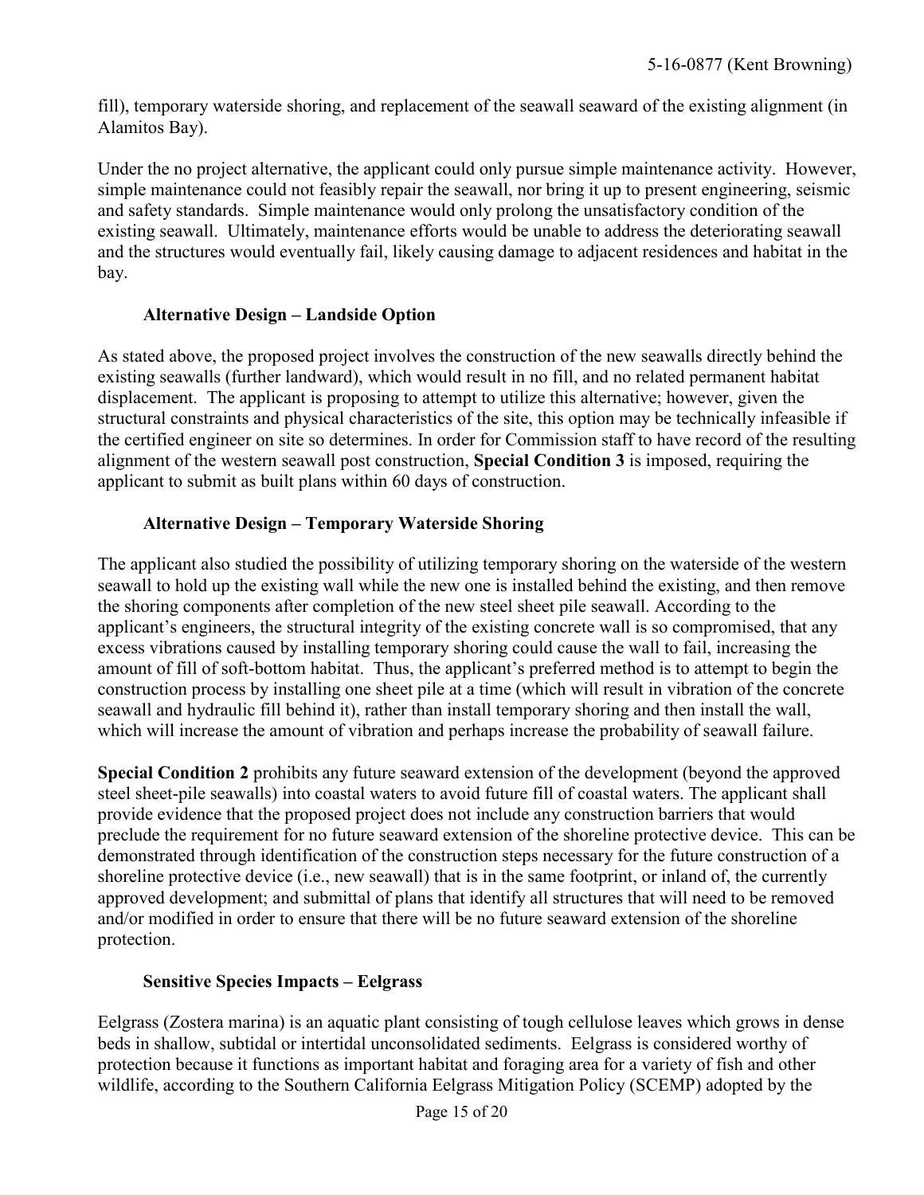fill), temporary waterside shoring, and replacement of the seawall seaward of the existing alignment (in Alamitos Bay).

Under the no project alternative, the applicant could only pursue simple maintenance activity. However, simple maintenance could not feasibly repair the seawall, nor bring it up to present engineering, seismic and safety standards. Simple maintenance would only prolong the unsatisfactory condition of the existing seawall. Ultimately, maintenance efforts would be unable to address the deteriorating seawall and the structures would eventually fail, likely causing damage to adjacent residences and habitat in the bay.

**Alternative Design – Landside Option**

As stated above, the proposed project involves the construction of the new seawalls directly behind the existing seawalls (further landward), which would result in no fill, and no related permanent habitat displacement. The applicant is proposing to attempt to utilize this alternative; however, given the structural constraints and physical characteristics of the site, this option may be technically infeasible if the certified engineer on site so determines. In order for Commission staff to have record of the resulting alignment of the western seawall post construction, **Special Condition 3** is imposed, requiring the applicant to submit as built plans within 60 days of construction.

**Alternative Design – Temporary Waterside Shoring**

The applicant also studied the possibility of utilizing temporary shoring on the waterside of the western seawall to hold up the existing wall while the new one is installed behind the existing, and then remove the shoring components after completion of the new steel sheet pile seawall. According to the applicant's engineers, the structural integrity of the existing concrete wall is so compromised, that any excess vibrations caused by installing temporary shoring could cause the wall to fail, increasing the amount of fill of soft-bottom habitat. Thus, the applicant's preferred method is to attempt to begin the construction process by installing one sheet pile at a time (which will result in vibration of the concrete seawall and hydraulic fill behind it), rather than install temporary shoring and then install the wall, which will increase the amount of vibration and perhaps increase the probability of seawall failure.

**Special Condition 2** prohibits any future seaward extension of the development (beyond the approved steel sheet-pile seawalls) into coastal waters to avoid future fill of coastal waters. The applicant shall provide evidence that the proposed project does not include any construction barriers that would preclude the requirement for no future seaward extension of the shoreline protective device. This can be demonstrated through identification of the construction steps necessary for the future construction of a shoreline protective device (i.e., new seawall) that is in the same footprint, or inland of, the currently approved development; and submittal of plans that identify all structures that will need to be removed and/or modified in order to ensure that there will be no future seaward extension of the shoreline protection.

**Sensitive Species Impacts – Eelgrass**

Eelgrass (Zostera marina) is an aquatic plant consisting of tough cellulose leaves which grows in dense beds in shallow, subtidal or intertidal unconsolidated sediments. Eelgrass is considered worthy of protection because it functions as important habitat and foraging area for a variety of fish and other wildlife, according to the Southern California Eelgrass Mitigation Policy (SCEMP) adopted by the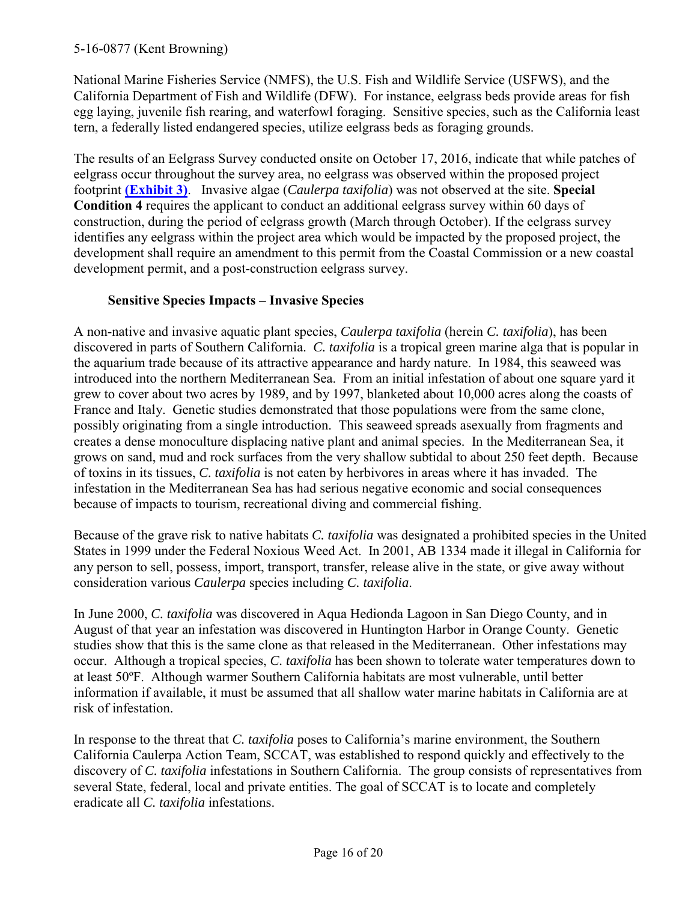National Marine Fisheries Service (NMFS), the U.S. Fish and Wildlife Service (USFWS), and the California Department of Fish and Wildlife (DFW). For instance, eelgrass beds provide areas for fish egg laying, juvenile fish rearing, and waterfowl foraging. Sensitive species, such as the California least tern, a federally listed endangered species, utilize eelgrass beds as foraging grounds.

The results of an Eelgrass Survey conducted onsite on October 17, 2016, indicate that while patches of eelgrass occur throughout the survey area, no eelgrass was observed within the proposed project footprint **(Exhibit 3)**. Invasive algae (*Caulerpa taxifolia*) was not observed at the site. **Special Condition 4** requires the applicant to conduct an additional eelgrass survey within 60 days of construction, during the period of eelgrass growth (March through October). If the eelgrass survey identifies any eelgrass within the project area which would be impacted by the proposed project, the development shall require an amendment to this permit from the Coastal Commission or a new coastal development permit, and a post-construction eelgrass survey.

### Sensitive Species Impacts – Invasive Species

A non-native and invasive aquatic plant species, *Caulerpa taxifolia* (herein *C. taxifolia*), has been discovered in parts of Southern California. *C. taxifolia* is a tropical green marine alga that is popular in the aquarium trade because of its attractive appearance and hardy nature. In 1984, this seaweed was introduced into the northern Mediterranean Sea. From an initial infestation of about one square yard it grew to cover about two acres by 1989, and by 1997, blanketed about 10,000 acres along the coasts of France and Italy. Genetic studies demonstrated that those populations were from the same clone, possibly originating from a single introduction. This seaweed spreads asexually from fragments and creates a dense monoculture displacing native plant and animal species. In the Mediterranean Sea, it grows on sand, mud and rock surfaces from the very shallow subtidal to about 250 feet depth. Because of toxins in its tissues, *C. taxifolia* is not eaten by herbivores in areas where it has invaded. The infestation in the Mediterranean Sea has had serious negative economic and social consequences because of impacts to tourism, recreational diving and commercial fishing.

Because of the grave risk to native habitats *C. taxifolia* was designated a prohibited species in the United States in 1999 under the Federal Noxious Weed Act. In 2001, AB 1334 made it illegal in California for any person to sell, possess, import, transport, transfer, release alive in the state, or give away without consideration various *Caulerpa* species including *C. taxifolia*.

In June 2000, *C. taxifolia* was discovered in Aqua Hedionda Lagoon in San Diego County, and in August of that year an infestation was discovered in Huntington Harbor in Orange County. Genetic studies show that this is the same clone as that released in the Mediterranean. Other infestations may occur. Although a tropical species, *C. taxifolia* has been shown to tolerate water temperatures down to at least 50ºF. Although warmer Southern California habitats are most vulnerable, until better information if available, it must be assumed that all shallow water marine habitats in California are at risk of infestation.

In response to the threat that *C. taxifolia* poses to California's marine environment, the Southern California Caulerpa Action Team, SCCAT, was established to respond quickly and effectively to the discovery of *C. taxifolia* infestations in Southern California. The group consists of representatives from several State, federal, local and private entities. The goal of SCCAT is to locate and completely eradicate all *C. taxifolia* infestations.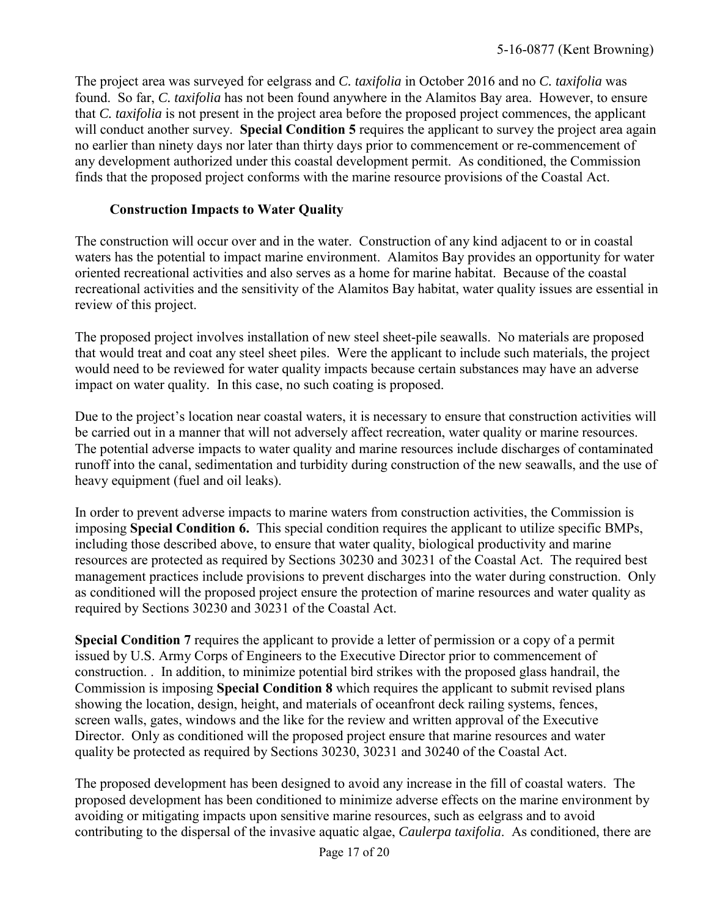The project area was surveyed for eelgrass and *C. taxifolia* in October 2016 and no *C. taxifolia* was found. So far, *C. taxifolia* has not been found anywhere in the Alamitos Bay area. However, to ensure that *C. taxifolia* is not present in the project area before the proposed project commences, the applicant will conduct another survey. **Special Condition 5** requires the applicant to survey the project area again no earlier than ninety days nor later than thirty days prior to commencement or re-commencement of any development authorized under this coastal development permit. As conditioned, the Commission finds that the proposed project conforms with the marine resource provisions of the Coastal Act.

### Construction Impacts to Water Quality

The construction will occur over and in the water. Construction of any kind adjacent to or in coastal waters has the potential to impact marine environment. Alamitos Bay provides an opportunity for water oriented recreational activities and also serves as a home for marine habitat. Because of the coastal recreational activities and the sensitivity of the Alamitos Bay habitat, water quality issues are essential in review of this project.

The proposed project involves installation of new steel sheet-pile seawalls. No materials are proposed that would treat and coat any steel sheet piles. Were the applicant to include such materials, the project would need to be reviewed for water quality impacts because certain substances may have an adverse impact on water quality. In this case, no such coating is proposed.

Due to the project's location near coastal waters, it is necessary to ensure that construction activities will be carried out in a manner that will not adversely affect recreation, water quality or marine resources. The potential adverse impacts to water quality and marine resources include discharges of contaminated runoff into the canal, sedimentation and turbidity during construction of the new seawalls, and the use of heavy equipment (fuel and oil leaks).

In order to prevent adverse impacts to marine waters from construction activities, the Commission is imposing **Special Condition 6.** This special condition requires the applicant to utilize specific BMPs, including those described above, to ensure that water quality, biological productivity and marine resources are protected as required by Sections 30230 and 30231 of the Coastal Act. The required best management practices include provisions to prevent discharges into the water during construction. Only as conditioned will the proposed project ensure the protection of marine resources and water quality as required by Sections 30230 and 30231 of the Coastal Act.

**Special Condition 7** requires the applicant to provide a letter of permission or a copy of a permit issued by U.S. Army Corps of Engineers to the Executive Director prior to commencement of construction. . In addition, to minimize potential bird strikes with the proposed glass handrail, the Commission is imposing **Special Condition 8** which requires the applicant to submit revised plans showing the location, design, height, and materials of oceanfront deck railing systems, fences, screen walls, gates, windows and the like for the review and written approval of the Executive Director. Only as conditioned will the proposed project ensure that marine resources and water quality be protected as required by Sections 30230, 30231 and 30240 of the Coastal Act.

The proposed development has been designed to avoid any increase in the fill of coastal waters. The proposed development has been conditioned to minimize adverse effects on the marine environment by avoiding or mitigating impacts upon sensitive marine resources, such as eelgrass and to avoid contributing to the dispersal of the invasive aquatic algae, *Caulerpa taxifolia*. As conditioned, there are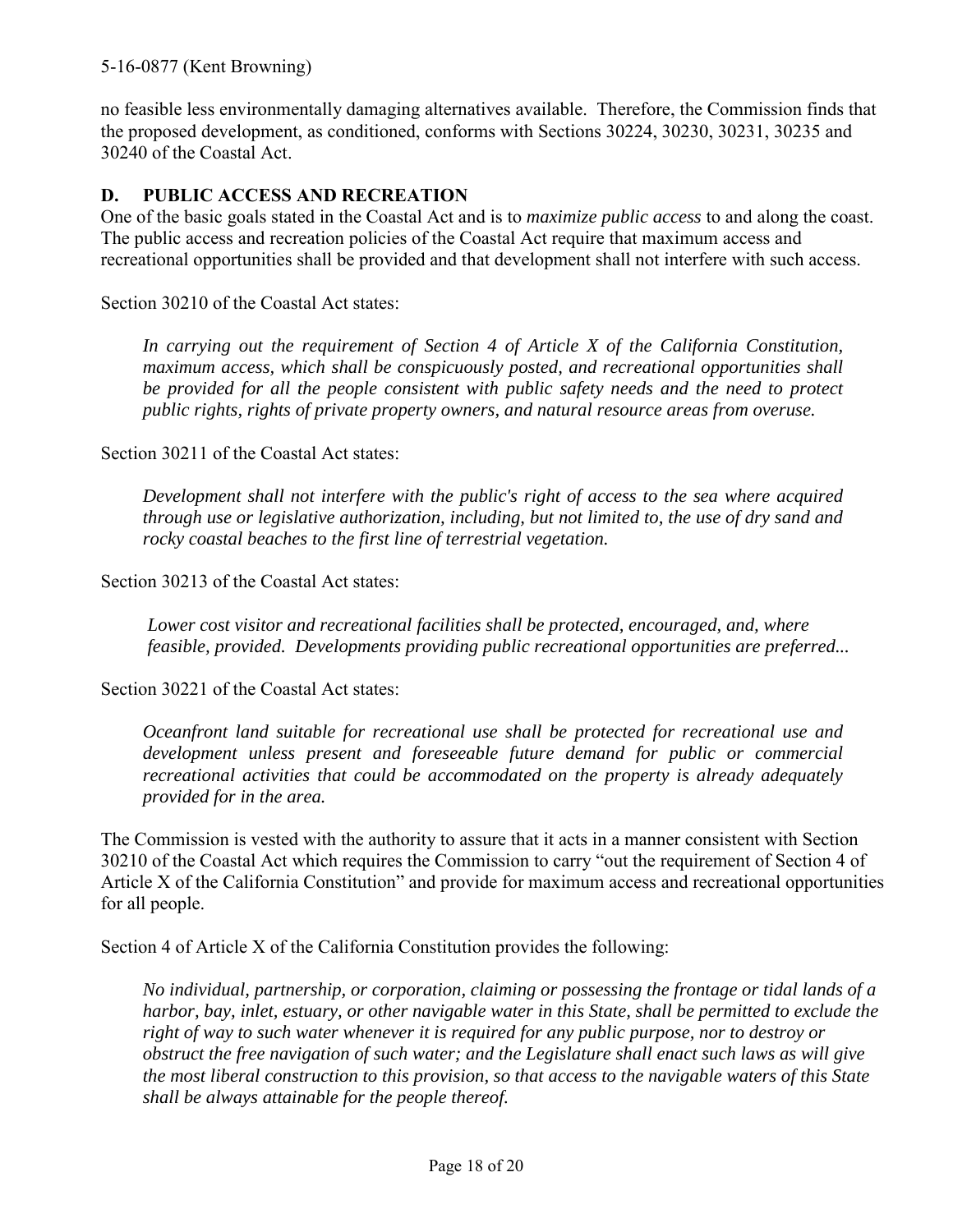no feasible less environmentally damaging alternatives available. Therefore, the Commission finds that the proposed development, as conditioned, conforms with Sections 30224, 30230, 30231, 30235 and 30240 of the Coastal Act.

### D. PUBLIC ACCESS AND RECREATION

One of the basic goals stated in the Coastal Act and is to *maximize public access* to and along the coast. The public access and recreation policies of the Coastal Act require that maximum access and recreational opportunities shall be provided and that development shall not interfere with such access.

Section 30210 of the Coastal Act states:

> *In carrying out the requirement of Section 4 of Article X of the California Constitution, maximum access, which shall be conspicuously posted, and recreational opportunities shall be provided for all the people consistent with public safety needs and the need to protect public rights, rights of private property owners, and natural resource areas from overuse.*

Section 30211 of the Coastal Act states:

> *Development shall not interfere with the public's right of access to the sea where acquired through use or legislative authorization, including, but not limited to, the use of dry sand and rocky coastal beaches to the first line of terrestrial vegetation.*

Section 30213 of the Coastal Act states:

> *Lower cost visitor and recreational facilities shall be protected, encouraged, and, where feasible, provided. Developments providing public recreational opportunities are preferred...*

Section 30221 of the Coastal Act states:

> *Oceanfront land suitable for recreational use shall be protected for recreational use and development unless present and foreseeable future demand for public or commercial recreational activities that could be accommodated on the property is already adequately provided for in the area.*

The Commission is vested with the authority to assure that it acts in a manner consistent with Section 30210 of the Coastal Act which requires the Commission to carry "out the requirement of Section 4 of Article X of the California Constitution" and provide for maximum access and recreational opportunities for all people.

Section 4 of Article X of the California Constitution provides the following:

> *No individual, partnership, or corporation, claiming or possessing the frontage or tidal lands of a harbor, bay, inlet, estuary, or other navigable water in this State, shall be permitted to exclude the right of way to such water whenever it is required for any public purpose, nor to destroy or obstruct the free navigation of such water; and the Legislature shall enact such laws as will give the most liberal construction to this provision, so that access to the navigable waters of this State shall be always attainable for the people thereof.*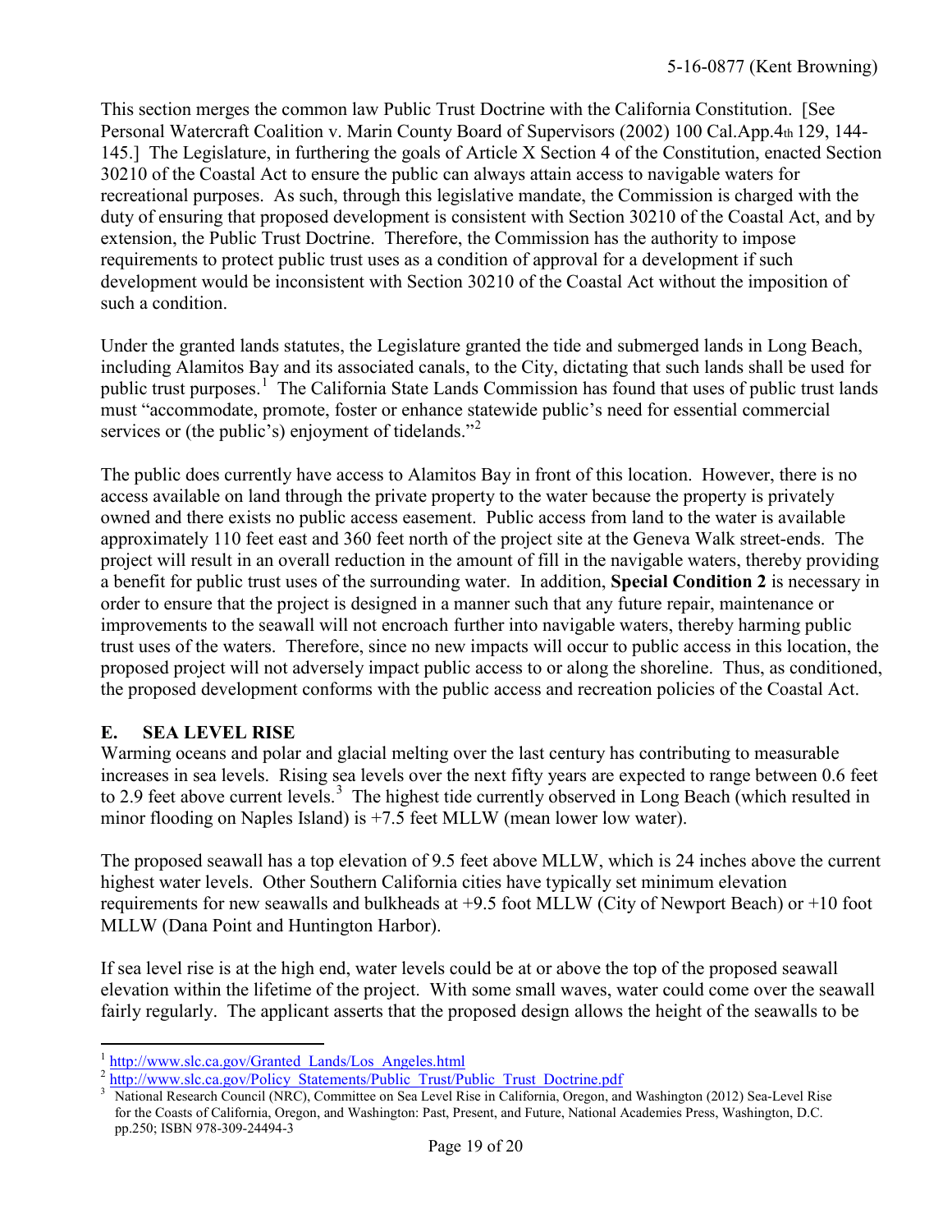This section merges the common law Public Trust Doctrine with the California Constitution. [See Personal Watercraft Coalition v. Marin County Board of Supervisors (2002) 100 Cal.App.4th 129, 144-145.] The Legislature, in furthering the goals of Article X Section 4 of the Constitution, enacted Section 30210 of the Coastal Act to ensure the public can always attain access to navigable waters for recreational purposes. As such, through this legislative mandate, the Commission is charged with the duty of ensuring that proposed development is consistent with Section 30210 of the Coastal Act, and by extension, the Public Trust Doctrine. Therefore, the Commission has the authority to impose requirements to protect public trust uses as a condition of approval for a development if such development would be inconsistent with Section 30210 of the Coastal Act without the imposition of such a condition.

Under the granted lands statutes, the Legislature granted the tide and submerged lands in Long Beach, including Alamitos Bay and its associated canals, to the City, dictating that such lands shall be used for public trust purposes.[1] The California State Lands Commission has found that uses of public trust lands must "accommodate, promote, foster or enhance statewide public's need for essential commercial services or (the public's) enjoyment of tidelands."[2]

The public does currently have access to Alamitos Bay in front of this location. However, there is no access available on land through the private property to the water because the property is privately owned and there exists no public access easement. Public access from land to the water is available approximately 110 feet east and 360 feet north of the project site at the Geneva Walk street-ends. The project will result in an overall reduction in the amount of fill in the navigable waters, thereby providing a benefit for public trust uses of the surrounding water. In addition, **Special Condition 2** is necessary in order to ensure that the project is designed in a manner such that any future repair, maintenance or improvements to the seawall will not encroach further into navigable waters, thereby harming public trust uses of the waters. Therefore, since no new impacts will occur to public access in this location, the proposed project will not adversely impact public access to or along the shoreline. Thus, as conditioned, the proposed development conforms with the public access and recreation policies of the Coastal Act.

## E. SEA LEVEL RISE

Warming oceans and polar and glacial melting over the last century has contributing to measurable increases in sea levels. Rising sea levels over the next fifty years are expected to range between 0.6 feet to 2.9 feet above current levels.[3] The highest tide currently observed in Long Beach (which resulted in minor flooding on Naples Island) is +7.5 feet MLLW (mean lower low water).

The proposed seawall has a top elevation of 9.5 feet above MLLW, which is 24 inches above the current highest water levels. Other Southern California cities have typically set minimum elevation requirements for new seawalls and bulkheads at +9.5 foot MLLW (City of Newport Beach) or +10 foot MLLW (Dana Point and Huntington Harbor).

If sea level rise is at the high end, water levels could be at or above the top of the proposed seawall elevation within the lifetime of the project. With some small waves, water could come over the seawall fairly regularly. The applicant asserts that the proposed design allows the height of the seawalls to be

---

[1] http://www.slc.ca.gov/Granted_Lands/Los_Angeles.html

[2] http://www.slc.ca.gov/Policy_Statements/Public_Trust/Public_Trust_Doctrine.pdf

[3] National Research Council (NRC), Committee on Sea Level Rise in California, Oregon, and Washington (2012) Sea-Level Rise for the Coasts of California, Oregon, and Washington: Past, Present, and Future, National Academies Press, Washington, D.C. pp.250; ISBN 978-309-24494-3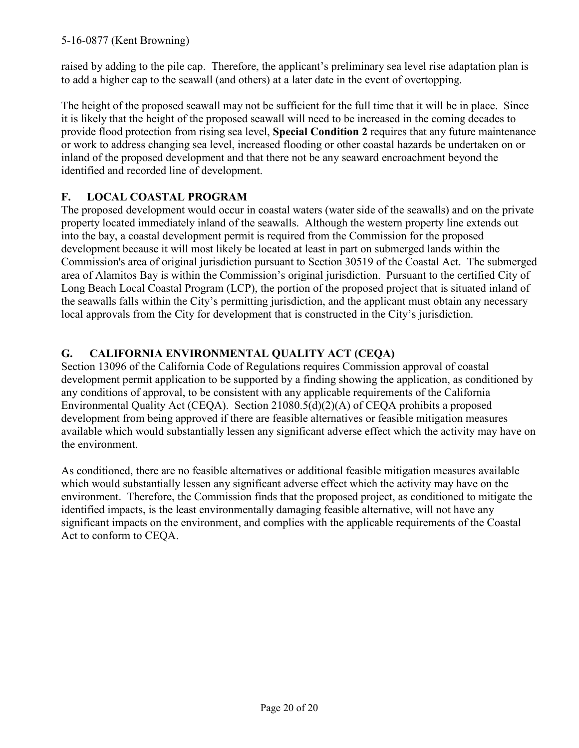raised by adding to the pile cap. Therefore, the applicant's preliminary sea level rise adaptation plan is to add a higher cap to the seawall (and others) at a later date in the event of overtopping.

The height of the proposed seawall may not be sufficient for the full time that it will be in place. Since it is likely that the height of the proposed seawall will need to be increased in the coming decades to provide flood protection from rising sea level, **Special Condition 2** requires that any future maintenance or work to address changing sea level, increased flooding or other coastal hazards be undertaken on or inland of the proposed development and that there not be any seaward encroachment beyond the identified and recorded line of development.

## F. LOCAL COASTAL PROGRAM

The proposed development would occur in coastal waters (water side of the seawalls) and on the private property located immediately inland of the seawalls. Although the western property line extends out into the bay, a coastal development permit is required from the Commission for the proposed development because it will most likely be located at least in part on submerged lands within the Commission's area of original jurisdiction pursuant to Section 30519 of the Coastal Act. The submerged area of Alamitos Bay is within the Commission's original jurisdiction. Pursuant to the certified City of Long Beach Local Coastal Program (LCP), the portion of the proposed project that is situated inland of the seawalls falls within the City's permitting jurisdiction, and the applicant must obtain any necessary local approvals from the City for development that is constructed in the City's jurisdiction.

## G. CALIFORNIA ENVIRONMENTAL QUALITY ACT (CEQA)

Section 13096 of the California Code of Regulations requires Commission approval of coastal development permit application to be supported by a finding showing the application, as conditioned by any conditions of approval, to be consistent with any applicable requirements of the California Environmental Quality Act (CEQA). Section 21080.5(d)(2)(A) of CEQA prohibits a proposed development from being approved if there are feasible alternatives or feasible mitigation measures available which would substantially lessen any significant adverse effect which the activity may have on the environment.

As conditioned, there are no feasible alternatives or additional feasible mitigation measures available which would substantially lessen any significant adverse effect which the activity may have on the environment. Therefore, the Commission finds that the proposed project, as conditioned to mitigate the identified impacts, is the least environmentally damaging feasible alternative, will not have any significant impacts on the environment, and complies with the applicable requirements of the Coastal Act to conform to CEQA.